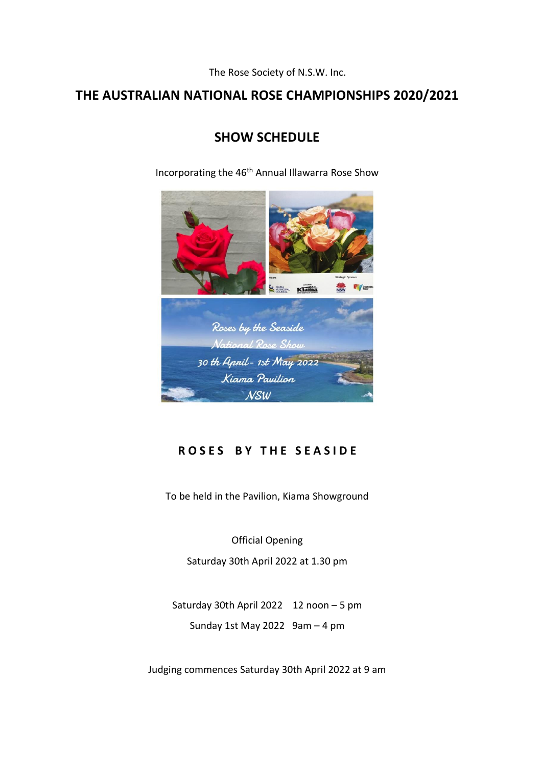The Rose Society of N.S.W. Inc.

# THE AUSTRALIAN NATIONAL ROSE CHAMPIONSHIPS 2020/2021

## SHOW SCHEDULE

Incorporating the 46th Annual Illawarra Rose Show

Roses by the Seaside
National Rose Show
30 th April - 1st May 2022
Kiama Pavilion
NSW

## R O S E S   B Y   T H E   S E A S I D E

To be held in the Pavilion, Kiama Showground

Official Opening

Saturday 30th April 2022 at 1.30 pm

Saturday 30th April 2022    12 noon – 5 pm

Sunday 1st May 2022   9am – 4 pm

Judging commences Saturday 30th April 2022 at 9 am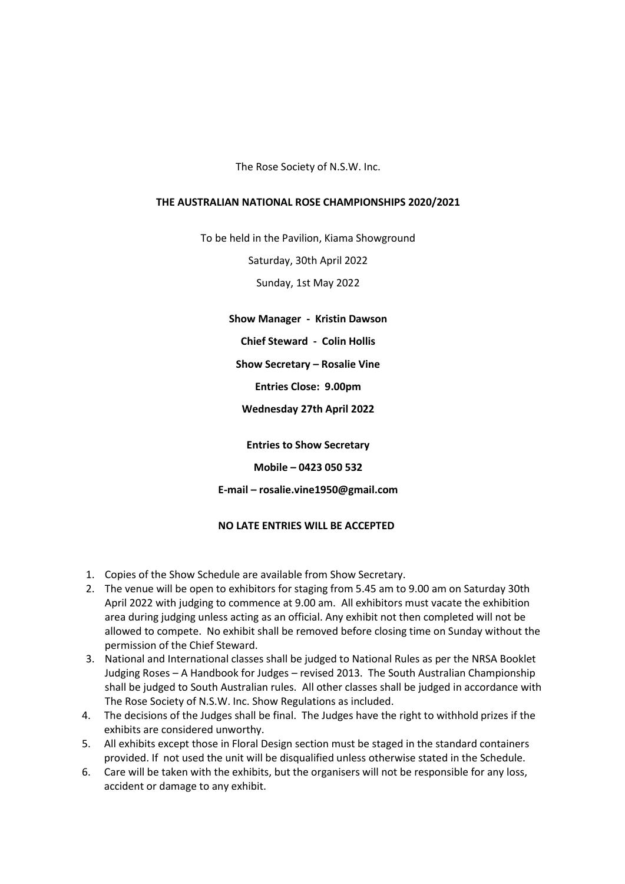The Rose Society of N.S.W. Inc.

**THE AUSTRALIAN NATIONAL ROSE CHAMPIONSHIPS 2020/2021**

To be held in the Pavilion, Kiama Showground

Saturday, 30th April 2022

Sunday, 1st May 2022

**Show Manager - Kristin Dawson**

**Chief Steward - Colin Hollis**

**Show Secretary – Rosalie Vine**

**Entries Close: 9.00pm**

**Wednesday 27th April 2022**

**Entries to Show Secretary**

**Mobile – 0423 050 532**

**E-mail – rosalie.vine1950@gmail.com**

**NO LATE ENTRIES WILL BE ACCEPTED**

1. Copies of the Show Schedule are available from Show Secretary.
2. The venue will be open to exhibitors for staging from 5.45 am to 9.00 am on Saturday 30th April 2022 with judging to commence at 9.00 am. All exhibitors must vacate the exhibition area during judging unless acting as an official. Any exhibit not then completed will not be allowed to compete. No exhibit shall be removed before closing time on Sunday without the permission of the Chief Steward.
3. National and International classes shall be judged to National Rules as per the NRSA Booklet Judging Roses – A Handbook for Judges – revised 2013. The South Australian Championship shall be judged to South Australian rules. All other classes shall be judged in accordance with The Rose Society of N.S.W. Inc. Show Regulations as included.
4. The decisions of the Judges shall be final. The Judges have the right to withhold prizes if the exhibits are considered unworthy.
5. All exhibits except those in Floral Design section must be staged in the standard containers provided. If not used the unit will be disqualified unless otherwise stated in the Schedule.
6. Care will be taken with the exhibits, but the organisers will not be responsible for any loss, accident or damage to any exhibit.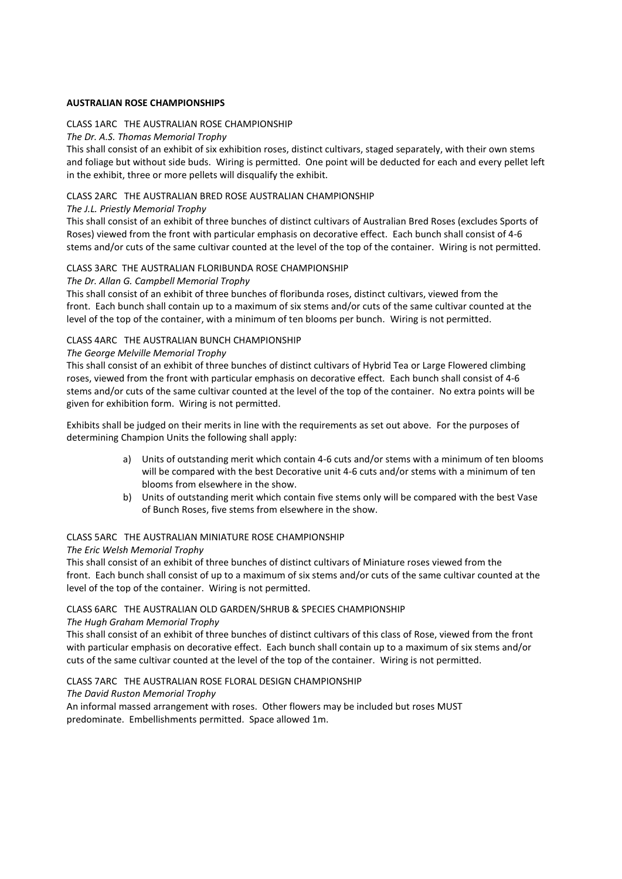**AUSTRALIAN ROSE CHAMPIONSHIPS**

CLASS 1ARC THE AUSTRALIAN ROSE CHAMPIONSHIP

*The Dr. A.S. Thomas Memorial Trophy*

This shall consist of an exhibit of six exhibition roses, distinct cultivars, staged separately, with their own stems and foliage but without side buds. Wiring is permitted. One point will be deducted for each and every pellet left in the exhibit, three or more pellets will disqualify the exhibit.

CLASS 2ARC THE AUSTRALIAN BRED ROSE AUSTRALIAN CHAMPIONSHIP

*The J.L. Priestly Memorial Trophy*

This shall consist of an exhibit of three bunches of distinct cultivars of Australian Bred Roses (excludes Sports of Roses) viewed from the front with particular emphasis on decorative effect. Each bunch shall consist of 4-6 stems and/or cuts of the same cultivar counted at the level of the top of the container. Wiring is not permitted.

CLASS 3ARC THE AUSTRALIAN FLORIBUNDA ROSE CHAMPIONSHIP

*The Dr. Allan G. Campbell Memorial Trophy*

This shall consist of an exhibit of three bunches of floribunda roses, distinct cultivars, viewed from the front. Each bunch shall contain up to a maximum of six stems and/or cuts of the same cultivar counted at the level of the top of the container, with a minimum of ten blooms per bunch. Wiring is not permitted.

CLASS 4ARC THE AUSTRALIAN BUNCH CHAMPIONSHIP

*The George Melville Memorial Trophy*

This shall consist of an exhibit of three bunches of distinct cultivars of Hybrid Tea or Large Flowered climbing roses, viewed from the front with particular emphasis on decorative effect. Each bunch shall consist of 4-6 stems and/or cuts of the same cultivar counted at the level of the top of the container. No extra points will be given for exhibition form. Wiring is not permitted.

Exhibits shall be judged on their merits in line with the requirements as set out above. For the purposes of determining Champion Units the following shall apply:

a) Units of outstanding merit which contain 4-6 cuts and/or stems with a minimum of ten blooms will be compared with the best Decorative unit 4-6 cuts and/or stems with a minimum of ten blooms from elsewhere in the show.
b) Units of outstanding merit which contain five stems only will be compared with the best Vase of Bunch Roses, five stems from elsewhere in the show.

CLASS 5ARC THE AUSTRALIAN MINIATURE ROSE CHAMPIONSHIP

*The Eric Welsh Memorial Trophy*

This shall consist of an exhibit of three bunches of distinct cultivars of Miniature roses viewed from the front. Each bunch shall consist of up to a maximum of six stems and/or cuts of the same cultivar counted at the level of the top of the container. Wiring is not permitted.

CLASS 6ARC THE AUSTRALIAN OLD GARDEN/SHRUB & SPECIES CHAMPIONSHIP

*The Hugh Graham Memorial Trophy*

This shall consist of an exhibit of three bunches of distinct cultivars of this class of Rose, viewed from the front with particular emphasis on decorative effect. Each bunch shall contain up to a maximum of six stems and/or cuts of the same cultivar counted at the level of the top of the container. Wiring is not permitted.

CLASS 7ARC THE AUSTRALIAN ROSE FLORAL DESIGN CHAMPIONSHIP

*The David Ruston Memorial Trophy*

An informal massed arrangement with roses. Other flowers may be included but roses MUST predominate. Embellishments permitted. Space allowed 1m.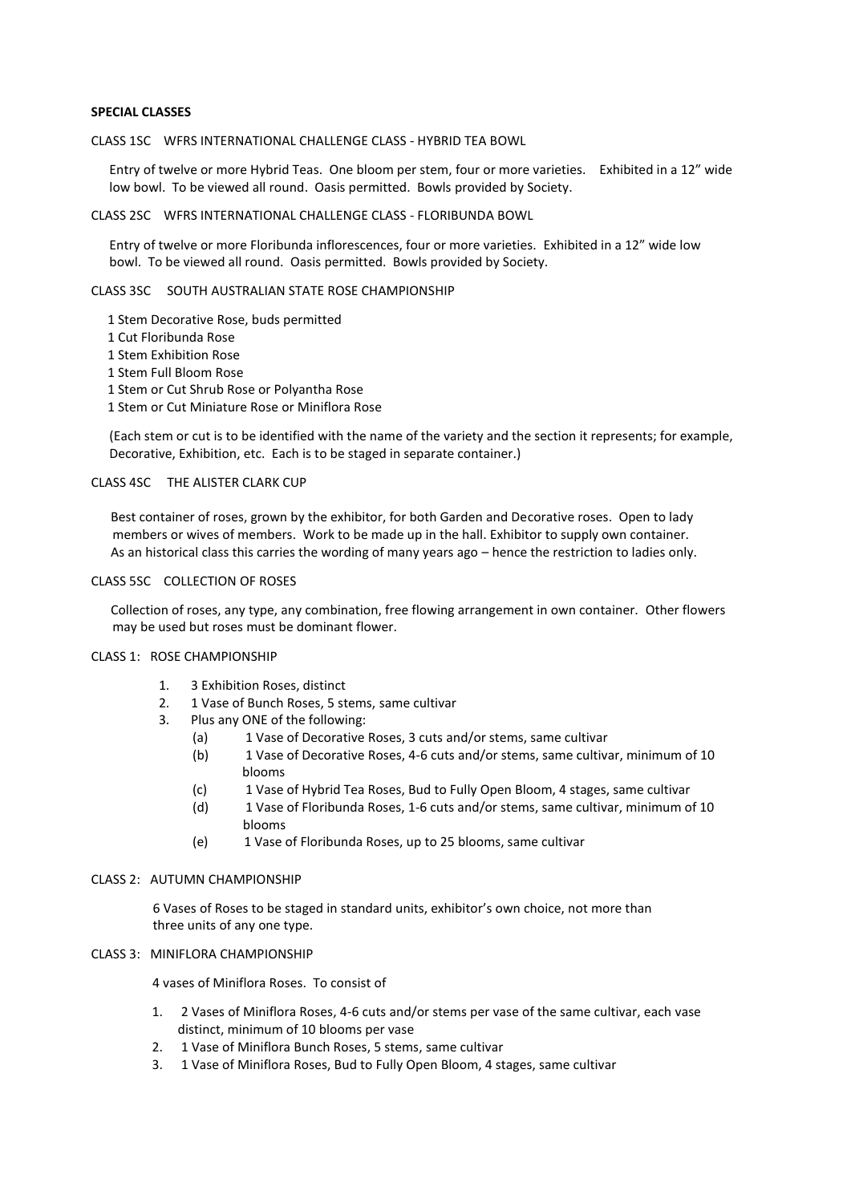**SPECIAL CLASSES**

CLASS 1SC WFRS INTERNATIONAL CHALLENGE CLASS - HYBRID TEA BOWL

Entry of twelve or more Hybrid Teas. One bloom per stem, four or more varieties. Exhibited in a 12" wide low bowl. To be viewed all round. Oasis permitted. Bowls provided by Society.

CLASS 2SC WFRS INTERNATIONAL CHALLENGE CLASS - FLORIBUNDA BOWL

Entry of twelve or more Floribunda inflorescences, four or more varieties. Exhibited in a 12" wide low bowl. To be viewed all round. Oasis permitted. Bowls provided by Society.

CLASS 3SC SOUTH AUSTRALIAN STATE ROSE CHAMPIONSHIP

1 Stem Decorative Rose, buds permitted
1 Cut Floribunda Rose
1 Stem Exhibition Rose
1 Stem Full Bloom Rose
1 Stem or Cut Shrub Rose or Polyantha Rose
1 Stem or Cut Miniature Rose or Miniflora Rose

(Each stem or cut is to be identified with the name of the variety and the section it represents; for example, Decorative, Exhibition, etc. Each is to be staged in separate container.)

CLASS 4SC THE ALISTER CLARK CUP

Best container of roses, grown by the exhibitor, for both Garden and Decorative roses. Open to lady members or wives of members. Work to be made up in the hall. Exhibitor to supply own container. As an historical class this carries the wording of many years ago – hence the restriction to ladies only.

CLASS 5SC COLLECTION OF ROSES

Collection of roses, any type, any combination, free flowing arrangement in own container. Other flowers may be used but roses must be dominant flower.

CLASS 1: ROSE CHAMPIONSHIP

1. 3 Exhibition Roses, distinct
2. 1 Vase of Bunch Roses, 5 stems, same cultivar
3. Plus any ONE of the following:
   - (a) 1 Vase of Decorative Roses, 3 cuts and/or stems, same cultivar
   - (b) 1 Vase of Decorative Roses, 4-6 cuts and/or stems, same cultivar, minimum of 10 blooms
   - (c) 1 Vase of Hybrid Tea Roses, Bud to Fully Open Bloom, 4 stages, same cultivar
   - (d) 1 Vase of Floribunda Roses, 1-6 cuts and/or stems, same cultivar, minimum of 10 blooms
   - (e) 1 Vase of Floribunda Roses, up to 25 blooms, same cultivar

CLASS 2: AUTUMN CHAMPIONSHIP

6 Vases of Roses to be staged in standard units, exhibitor's own choice, not more than three units of any one type.

CLASS 3: MINIFLORA CHAMPIONSHIP

4 vases of Miniflora Roses. To consist of

1. 2 Vases of Miniflora Roses, 4-6 cuts and/or stems per vase of the same cultivar, each vase distinct, minimum of 10 blooms per vase
2. 1 Vase of Miniflora Bunch Roses, 5 stems, same cultivar
3. 1 Vase of Miniflora Roses, Bud to Fully Open Bloom, 4 stages, same cultivar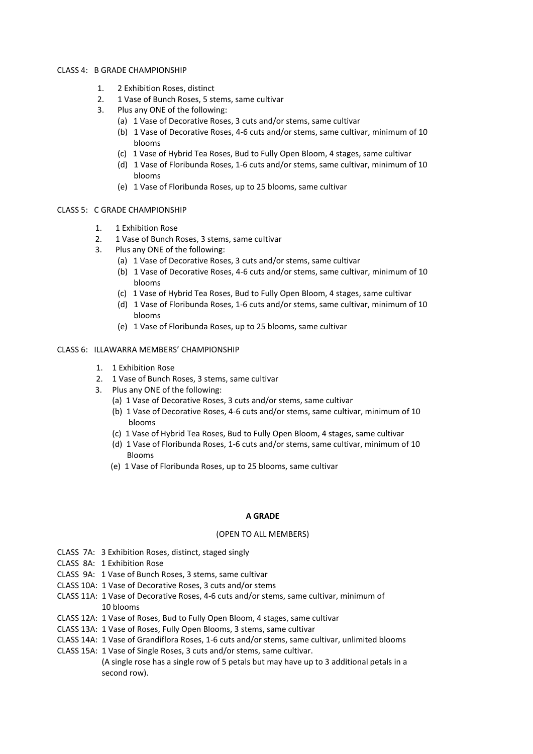CLASS 4: B GRADE CHAMPIONSHIP

1. 2 Exhibition Roses, distinct
2. 1 Vase of Bunch Roses, 5 stems, same cultivar
3. Plus any ONE of the following:
   - (a) 1 Vase of Decorative Roses, 3 cuts and/or stems, same cultivar
   - (b) 1 Vase of Decorative Roses, 4-6 cuts and/or stems, same cultivar, minimum of 10 blooms
   - (c) 1 Vase of Hybrid Tea Roses, Bud to Fully Open Bloom, 4 stages, same cultivar
   - (d) 1 Vase of Floribunda Roses, 1-6 cuts and/or stems, same cultivar, minimum of 10 blooms
   - (e) 1 Vase of Floribunda Roses, up to 25 blooms, same cultivar

CLASS 5: C GRADE CHAMPIONSHIP

1. 1 Exhibition Rose
2. 1 Vase of Bunch Roses, 3 stems, same cultivar
3. Plus any ONE of the following:
   - (a) 1 Vase of Decorative Roses, 3 cuts and/or stems, same cultivar
   - (b) 1 Vase of Decorative Roses, 4-6 cuts and/or stems, same cultivar, minimum of 10 blooms
   - (c) 1 Vase of Hybrid Tea Roses, Bud to Fully Open Bloom, 4 stages, same cultivar
   - (d) 1 Vase of Floribunda Roses, 1-6 cuts and/or stems, same cultivar, minimum of 10 blooms
   - (e) 1 Vase of Floribunda Roses, up to 25 blooms, same cultivar

CLASS 6: ILLAWARRA MEMBERS' CHAMPIONSHIP

1. 1 Exhibition Rose
2. 1 Vase of Bunch Roses, 3 stems, same cultivar
3. Plus any ONE of the following:
   - (a) 1 Vase of Decorative Roses, 3 cuts and/or stems, same cultivar
   - (b) 1 Vase of Decorative Roses, 4-6 cuts and/or stems, same cultivar, minimum of 10 blooms
   - (c) 1 Vase of Hybrid Tea Roses, Bud to Fully Open Bloom, 4 stages, same cultivar
   - (d) 1 Vase of Floribunda Roses, 1-6 cuts and/or stems, same cultivar, minimum of 10 Blooms
   - (e) 1 Vase of Floribunda Roses, up to 25 blooms, same cultivar

**A GRADE**

(OPEN TO ALL MEMBERS)

CLASS 7A: 3 Exhibition Roses, distinct, staged singly
CLASS 8A: 1 Exhibition Rose
CLASS 9A: 1 Vase of Bunch Roses, 3 stems, same cultivar
CLASS 10A: 1 Vase of Decorative Roses, 3 cuts and/or stems
CLASS 11A: 1 Vase of Decorative Roses, 4-6 cuts and/or stems, same cultivar, minimum of 10 blooms
CLASS 12A: 1 Vase of Roses, Bud to Fully Open Bloom, 4 stages, same cultivar
CLASS 13A: 1 Vase of Roses, Fully Open Blooms, 3 stems, same cultivar
CLASS 14A: 1 Vase of Grandiflora Roses, 1-6 cuts and/or stems, same cultivar, unlimited blooms
CLASS 15A: 1 Vase of Single Roses, 3 cuts and/or stems, same cultivar.
(A single rose has a single row of 5 petals but may have up to 3 additional petals in a second row).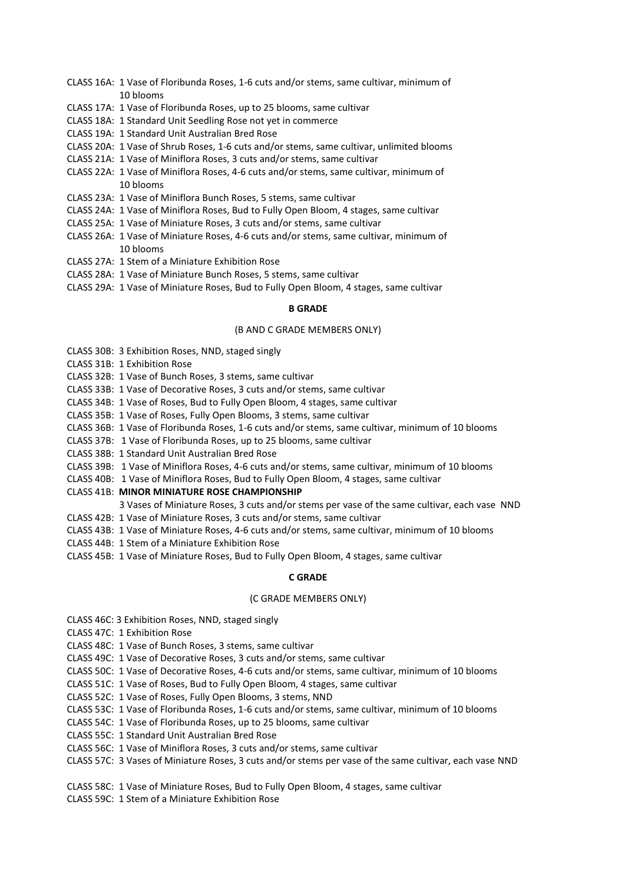CLASS 16A: 1 Vase of Floribunda Roses, 1-6 cuts and/or stems, same cultivar, minimum of 10 blooms

CLASS 17A: 1 Vase of Floribunda Roses, up to 25 blooms, same cultivar

CLASS 18A: 1 Standard Unit Seedling Rose not yet in commerce

CLASS 19A: 1 Standard Unit Australian Bred Rose

CLASS 20A: 1 Vase of Shrub Roses, 1-6 cuts and/or stems, same cultivar, unlimited blooms

CLASS 21A: 1 Vase of Miniflora Roses, 3 cuts and/or stems, same cultivar

CLASS 22A: 1 Vase of Miniflora Roses, 4-6 cuts and/or stems, same cultivar, minimum of 10 blooms

CLASS 23A: 1 Vase of Miniflora Bunch Roses, 5 stems, same cultivar

CLASS 24A: 1 Vase of Miniflora Roses, Bud to Fully Open Bloom, 4 stages, same cultivar

CLASS 25A: 1 Vase of Miniature Roses, 3 cuts and/or stems, same cultivar

CLASS 26A: 1 Vase of Miniature Roses, 4-6 cuts and/or stems, same cultivar, minimum of 10 blooms

CLASS 27A: 1 Stem of a Miniature Exhibition Rose

CLASS 28A: 1 Vase of Miniature Bunch Roses, 5 stems, same cultivar

CLASS 29A: 1 Vase of Miniature Roses, Bud to Fully Open Bloom, 4 stages, same cultivar

## B GRADE

(B AND C GRADE MEMBERS ONLY)

CLASS 30B: 3 Exhibition Roses, NND, staged singly

CLASS 31B: 1 Exhibition Rose

CLASS 32B: 1 Vase of Bunch Roses, 3 stems, same cultivar

CLASS 33B: 1 Vase of Decorative Roses, 3 cuts and/or stems, same cultivar

CLASS 34B: 1 Vase of Roses, Bud to Fully Open Bloom, 4 stages, same cultivar

CLASS 35B: 1 Vase of Roses, Fully Open Blooms, 3 stems, same cultivar

CLASS 36B: 1 Vase of Floribunda Roses, 1-6 cuts and/or stems, same cultivar, minimum of 10 blooms

CLASS 37B: 1 Vase of Floribunda Roses, up to 25 blooms, same cultivar

CLASS 38B: 1 Standard Unit Australian Bred Rose

CLASS 39B: 1 Vase of Miniflora Roses, 4-6 cuts and/or stems, same cultivar, minimum of 10 blooms

CLASS 40B: 1 Vase of Miniflora Roses, Bud to Fully Open Bloom, 4 stages, same cultivar

CLASS 41B: **MINOR MINIATURE ROSE CHAMPIONSHIP**
3 Vases of Miniature Roses, 3 cuts and/or stems per vase of the same cultivar, each vase NND

CLASS 42B: 1 Vase of Miniature Roses, 3 cuts and/or stems, same cultivar

CLASS 43B: 1 Vase of Miniature Roses, 4-6 cuts and/or stems, same cultivar, minimum of 10 blooms

CLASS 44B: 1 Stem of a Miniature Exhibition Rose

CLASS 45B: 1 Vase of Miniature Roses, Bud to Fully Open Bloom, 4 stages, same cultivar

## C GRADE

(C GRADE MEMBERS ONLY)

CLASS 46C: 3 Exhibition Roses, NND, staged singly

CLASS 47C: 1 Exhibition Rose

CLASS 48C: 1 Vase of Bunch Roses, 3 stems, same cultivar

CLASS 49C: 1 Vase of Decorative Roses, 3 cuts and/or stems, same cultivar

CLASS 50C: 1 Vase of Decorative Roses, 4-6 cuts and/or stems, same cultivar, minimum of 10 blooms

CLASS 51C: 1 Vase of Roses, Bud to Fully Open Bloom, 4 stages, same cultivar

CLASS 52C: 1 Vase of Roses, Fully Open Blooms, 3 stems, NND

CLASS 53C: 1 Vase of Floribunda Roses, 1-6 cuts and/or stems, same cultivar, minimum of 10 blooms

CLASS 54C: 1 Vase of Floribunda Roses, up to 25 blooms, same cultivar

CLASS 55C: 1 Standard Unit Australian Bred Rose

CLASS 56C: 1 Vase of Miniflora Roses, 3 cuts and/or stems, same cultivar

CLASS 57C: 3 Vases of Miniature Roses, 3 cuts and/or stems per vase of the same cultivar, each vase NND

CLASS 58C: 1 Vase of Miniature Roses, Bud to Fully Open Bloom, 4 stages, same cultivar

CLASS 59C: 1 Stem of a Miniature Exhibition Rose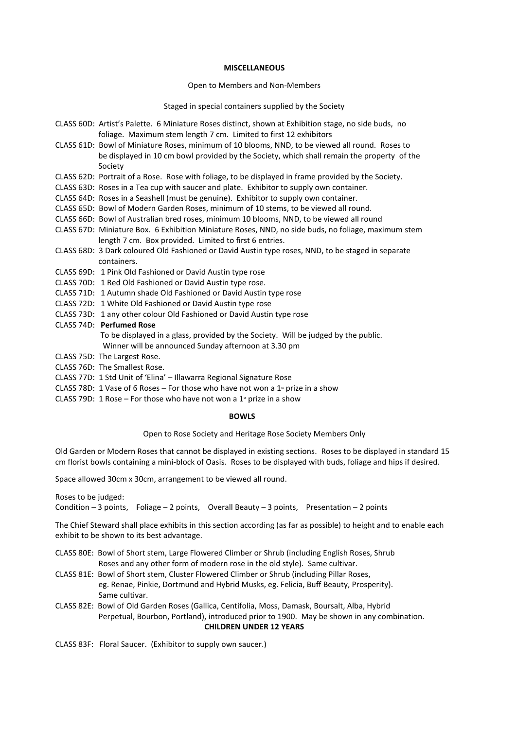## MISCELLANEOUS

Open to Members and Non-Members

Staged in special containers supplied by the Society

CLASS 60D: Artist's Palette. 6 Miniature Roses distinct, shown at Exhibition stage, no side buds, no foliage. Maximum stem length 7 cm. Limited to first 12 exhibitors

CLASS 61D: Bowl of Miniature Roses, minimum of 10 blooms, NND, to be viewed all round. Roses to be displayed in 10 cm bowl provided by the Society, which shall remain the property of the Society

CLASS 62D: Portrait of a Rose. Rose with foliage, to be displayed in frame provided by the Society.

CLASS 63D: Roses in a Tea cup with saucer and plate. Exhibitor to supply own container.

CLASS 64D: Roses in a Seashell (must be genuine). Exhibitor to supply own container.

CLASS 65D: Bowl of Modern Garden Roses, minimum of 10 stems, to be viewed all round.

CLASS 66D: Bowl of Australian bred roses, minimum 10 blooms, NND, to be viewed all round

CLASS 67D: Miniature Box. 6 Exhibition Miniature Roses, NND, no side buds, no foliage, maximum stem length 7 cm. Box provided. Limited to first 6 entries.

CLASS 68D: 3 Dark coloured Old Fashioned or David Austin type roses, NND, to be staged in separate containers.

CLASS 69D: 1 Pink Old Fashioned or David Austin type rose

CLASS 70D: 1 Red Old Fashioned or David Austin type rose.

CLASS 71D: 1 Autumn shade Old Fashioned or David Austin type rose

CLASS 72D: 1 White Old Fashioned or David Austin type rose

CLASS 73D: 1 any other colour Old Fashioned or David Austin type rose

CLASS 74D: **Perfumed Rose**
To be displayed in a glass, provided by the Society. Will be judged by the public.
Winner will be announced Sunday afternoon at 3.30 pm

CLASS 75D: The Largest Rose.

CLASS 76D: The Smallest Rose.

CLASS 77D: 1 Std Unit of 'Elina' – Illawarra Regional Signature Rose

CLASS 78D: 1 Vase of 6 Roses – For those who have not won a 1st prize in a show

CLASS 79D: 1 Rose – For those who have not won a 1st prize in a show

## BOWLS

Open to Rose Society and Heritage Rose Society Members Only

Old Garden or Modern Roses that cannot be displayed in existing sections. Roses to be displayed in standard 15 cm florist bowls containing a mini-block of Oasis. Roses to be displayed with buds, foliage and hips if desired.

Space allowed 30cm x 30cm, arrangement to be viewed all round.

Roses to be judged:
Condition – 3 points, Foliage – 2 points, Overall Beauty – 3 points, Presentation – 2 points

The Chief Steward shall place exhibits in this section according (as far as possible) to height and to enable each exhibit to be shown to its best advantage.

CLASS 80E: Bowl of Short stem, Large Flowered Climber or Shrub (including English Roses, Shrub Roses and any other form of modern rose in the old style). Same cultivar.

CLASS 81E: Bowl of Short stem, Cluster Flowered Climber or Shrub (including Pillar Roses, eg. Renae, Pinkie, Dortmund and Hybrid Musks, eg. Felicia, Buff Beauty, Prosperity). Same cultivar.

CLASS 82E: Bowl of Old Garden Roses (Gallica, Centifolia, Moss, Damask, Boursalt, Alba, Hybrid Perpetual, Bourbon, Portland), introduced prior to 1900. May be shown in any combination.

## CHILDREN UNDER 12 YEARS

CLASS 83F: Floral Saucer. (Exhibitor to supply own saucer.)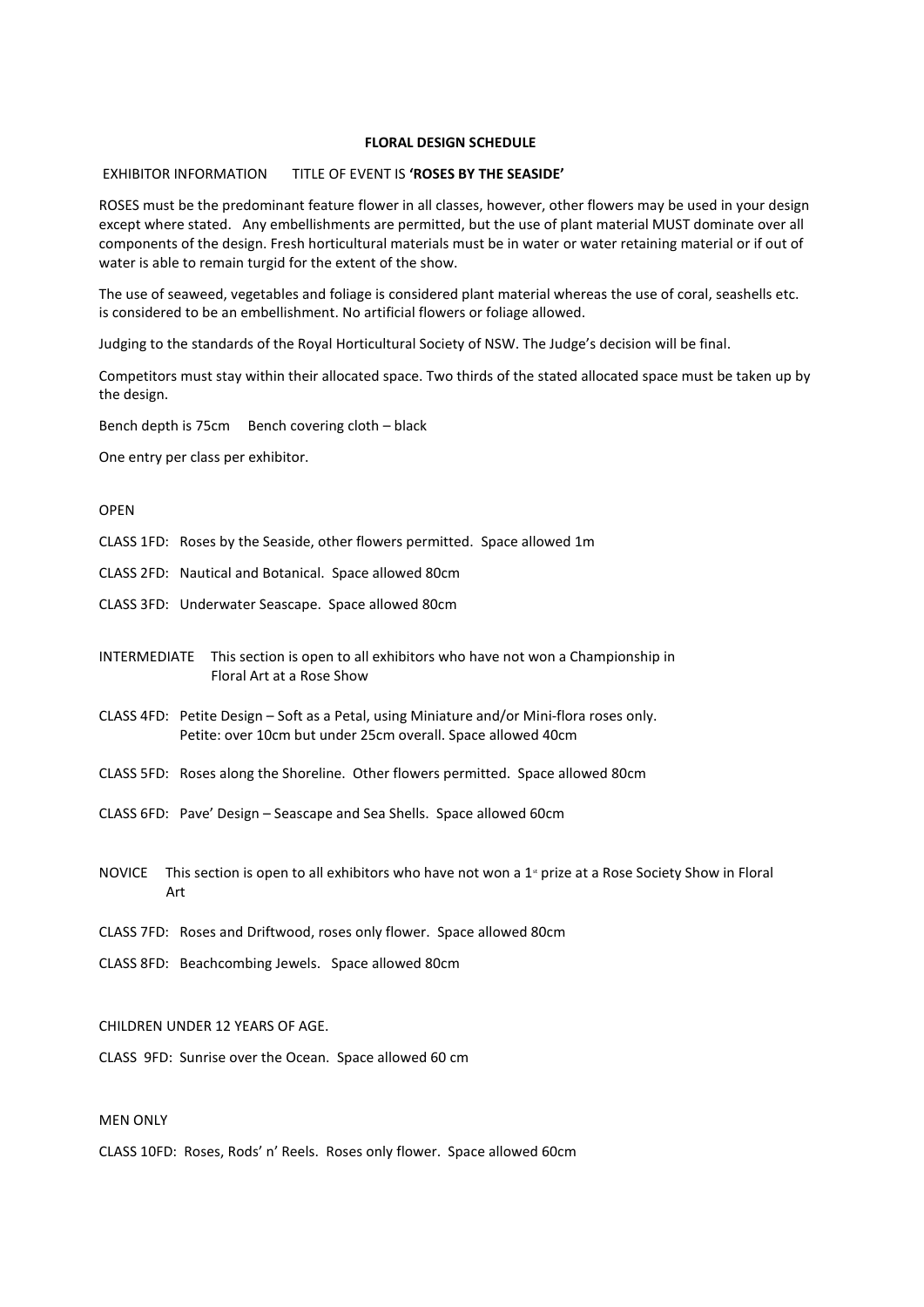# FLORAL DESIGN SCHEDULE

EXHIBITOR INFORMATION TITLE OF EVENT IS **'ROSES BY THE SEASIDE'**

ROSES must be the predominant feature flower in all classes, however, other flowers may be used in your design except where stated. Any embellishments are permitted, but the use of plant material MUST dominate over all components of the design. Fresh horticultural materials must be in water or water retaining material or if out of water is able to remain turgid for the extent of the show.

The use of seaweed, vegetables and foliage is considered plant material whereas the use of coral, seashells etc. is considered to be an embellishment. No artificial flowers or foliage allowed.

Judging to the standards of the Royal Horticultural Society of NSW. The Judge's decision will be final.

Competitors must stay within their allocated space. Two thirds of the stated allocated space must be taken up by the design.

Bench depth is 75cm Bench covering cloth – black

One entry per class per exhibitor.

## OPEN

CLASS 1FD: Roses by the Seaside, other flowers permitted. Space allowed 1m

CLASS 2FD: Nautical and Botanical. Space allowed 80cm

CLASS 3FD: Underwater Seascape. Space allowed 80cm

## INTERMEDIATE

This section is open to all exhibitors who have not won a Championship in Floral Art at a Rose Show

CLASS 4FD: Petite Design – Soft as a Petal, using Miniature and/or Mini-flora roses only. Petite: over 10cm but under 25cm overall. Space allowed 40cm

CLASS 5FD: Roses along the Shoreline. Other flowers permitted. Space allowed 80cm

CLASS 6FD: Pave' Design – Seascape and Sea Shells. Space allowed 60cm

## NOVICE

This section is open to all exhibitors who have not won a 1st prize at a Rose Society Show in Floral Art

CLASS 7FD: Roses and Driftwood, roses only flower. Space allowed 80cm

CLASS 8FD: Beachcombing Jewels. Space allowed 80cm

## CHILDREN UNDER 12 YEARS OF AGE.

CLASS 9FD: Sunrise over the Ocean. Space allowed 60 cm

## MEN ONLY

CLASS 10FD: Roses, Rods' n' Reels. Roses only flower. Space allowed 60cm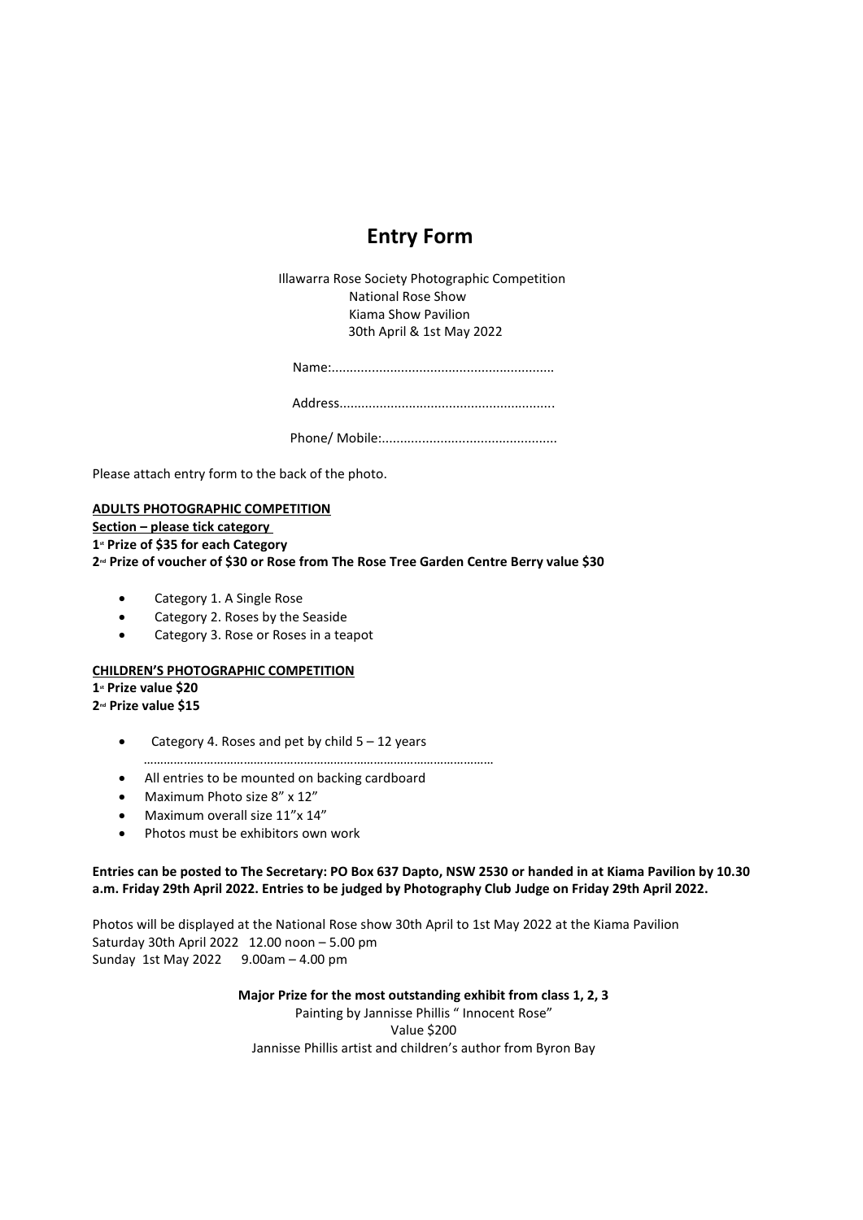# Entry Form

Illawarra Rose Society Photographic Competition
National Rose Show
Kiama Show Pavilion
30th April & 1st May 2022

Name:............................................................

Address..........................................................

Phone/ Mobile:...............................................

Please attach entry form to the back of the photo.

**ADULTS PHOTOGRAPHIC COMPETITION**

**Section – please tick category**

**1st Prize of $35 for each Category**

**2nd Prize of voucher of $30 or Rose from The Rose Tree Garden Centre Berry value $30**

- Category 1. A Single Rose
- Category 2. Roses by the Seaside
- Category 3. Rose or Roses in a teapot

**CHILDREN'S PHOTOGRAPHIC COMPETITION**

**1st Prize value $20**

**2nd Prize value $15**

- Category 4. Roses and pet by child 5 – 12 years

………………………………………………………………………………………….

- All entries to be mounted on backing cardboard
- Maximum Photo size 8" x 12"
- Maximum overall size 11"x 14"
- Photos must be exhibitors own work

**Entries can be posted to The Secretary: PO Box 637 Dapto, NSW 2530 or handed in at Kiama Pavilion by 10.30 a.m. Friday 29th April 2022. Entries to be judged by Photography Club Judge on Friday 29th April 2022.**

Photos will be displayed at the National Rose show 30th April to 1st May 2022 at the Kiama Pavilion
Saturday 30th April 2022 12.00 noon – 5.00 pm
Sunday 1st May 2022 9.00am – 4.00 pm

**Major Prize for the most outstanding exhibit from class 1, 2, 3**

Painting by Jannisse Phillis " Innocent Rose"
Value $200
Jannisse Phillis artist and children's author from Byron Bay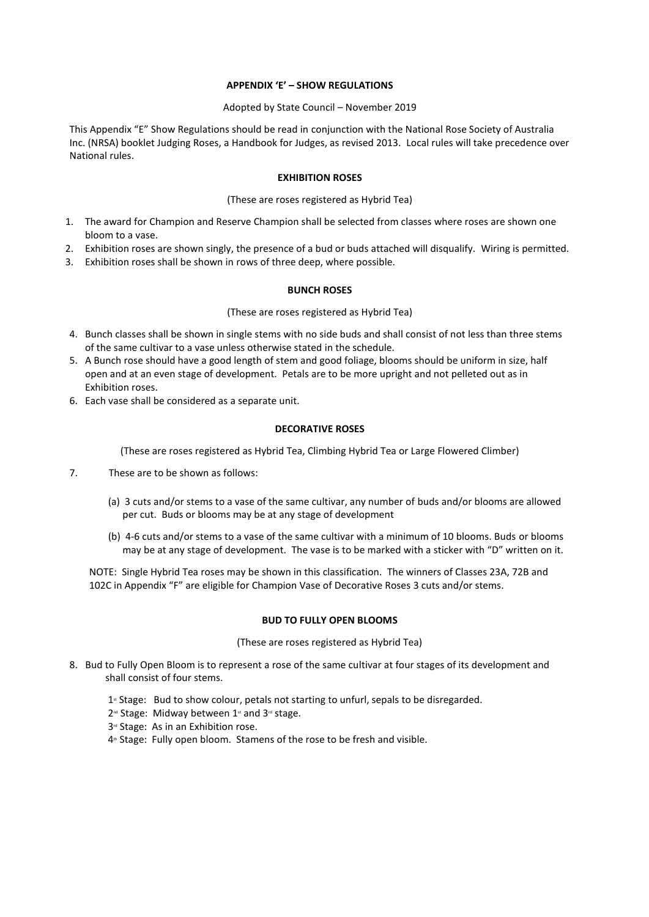## APPENDIX 'E' – SHOW REGULATIONS

Adopted by State Council – November 2019

This Appendix "E" Show Regulations should be read in conjunction with the National Rose Society of Australia Inc. (NRSA) booklet Judging Roses, a Handbook for Judges, as revised 2013. Local rules will take precedence over National rules.

### EXHIBITION ROSES

(These are roses registered as Hybrid Tea)

1. The award for Champion and Reserve Champion shall be selected from classes where roses are shown one bloom to a vase.
2. Exhibition roses are shown singly, the presence of a bud or buds attached will disqualify. Wiring is permitted.
3. Exhibition roses shall be shown in rows of three deep, where possible.

### BUNCH ROSES

(These are roses registered as Hybrid Tea)

4. Bunch classes shall be shown in single stems with no side buds and shall consist of not less than three stems of the same cultivar to a vase unless otherwise stated in the schedule.
5. A Bunch rose should have a good length of stem and good foliage, blooms should be uniform in size, half open and at an even stage of development. Petals are to be more upright and not pelleted out as in Exhibition roses.
6. Each vase shall be considered as a separate unit.

### DECORATIVE ROSES

(These are roses registered as Hybrid Tea, Climbing Hybrid Tea or Large Flowered Climber)

7. These are to be shown as follows:

   (a) 3 cuts and/or stems to a vase of the same cultivar, any number of buds and/or blooms are allowed per cut. Buds or blooms may be at any stage of development

   (b) 4-6 cuts and/or stems to a vase of the same cultivar with a minimum of 10 blooms. Buds or blooms may be at any stage of development. The vase is to be marked with a sticker with "D" written on it.

NOTE: Single Hybrid Tea roses may be shown in this classification. The winners of Classes 23A, 72B and 102C in Appendix "F" are eligible for Champion Vase of Decorative Roses 3 cuts and/or stems.

### BUD TO FULLY OPEN BLOOMS

(These are roses registered as Hybrid Tea)

8. Bud to Fully Open Bloom is to represent a rose of the same cultivar at four stages of its development and shall consist of four stems.

   1st Stage: Bud to show colour, petals not starting to unfurl, sepals to be disregarded.
   2nd Stage: Midway between 1st and 3rd stage.
   3rd Stage: As in an Exhibition rose.
   4th Stage: Fully open bloom. Stamens of the rose to be fresh and visible.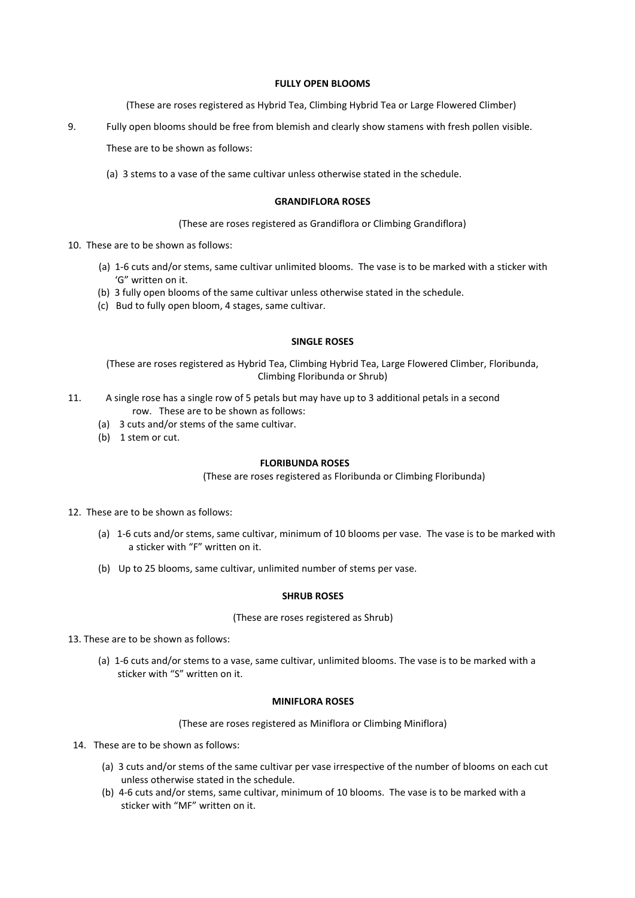**FULLY OPEN BLOOMS**

(These are roses registered as Hybrid Tea, Climbing Hybrid Tea or Large Flowered Climber)

9. Fully open blooms should be free from blemish and clearly show stamens with fresh pollen visible.

   These are to be shown as follows:

   (a) 3 stems to a vase of the same cultivar unless otherwise stated in the schedule.

**GRANDIFLORA ROSES**

(These are roses registered as Grandiflora or Climbing Grandiflora)

10. These are to be shown as follows:

   (a) 1-6 cuts and/or stems, same cultivar unlimited blooms. The vase is to be marked with a sticker with 'G" written on it.
   (b) 3 fully open blooms of the same cultivar unless otherwise stated in the schedule.
   (c) Bud to fully open bloom, 4 stages, same cultivar.

**SINGLE ROSES**

(These are roses registered as Hybrid Tea, Climbing Hybrid Tea, Large Flowered Climber, Floribunda, Climbing Floribunda or Shrub)

11. A single rose has a single row of 5 petals but may have up to 3 additional petals in a second row. These are to be shown as follows:
   (a) 3 cuts and/or stems of the same cultivar.
   (b) 1 stem or cut.

**FLORIBUNDA ROSES**

(These are roses registered as Floribunda or Climbing Floribunda)

12. These are to be shown as follows:

   (a) 1-6 cuts and/or stems, same cultivar, minimum of 10 blooms per vase. The vase is to be marked with a sticker with "F" written on it.

   (b) Up to 25 blooms, same cultivar, unlimited number of stems per vase.

**SHRUB ROSES**

(These are roses registered as Shrub)

13. These are to be shown as follows:

   (a) 1-6 cuts and/or stems to a vase, same cultivar, unlimited blooms. The vase is to be marked with a sticker with "S" written on it.

**MINIFLORA ROSES**

(These are roses registered as Miniflora or Climbing Miniflora)

14. These are to be shown as follows:

   (a) 3 cuts and/or stems of the same cultivar per vase irrespective of the number of blooms on each cut unless otherwise stated in the schedule.
   (b) 4-6 cuts and/or stems, same cultivar, minimum of 10 blooms. The vase is to be marked with a sticker with "MF" written on it.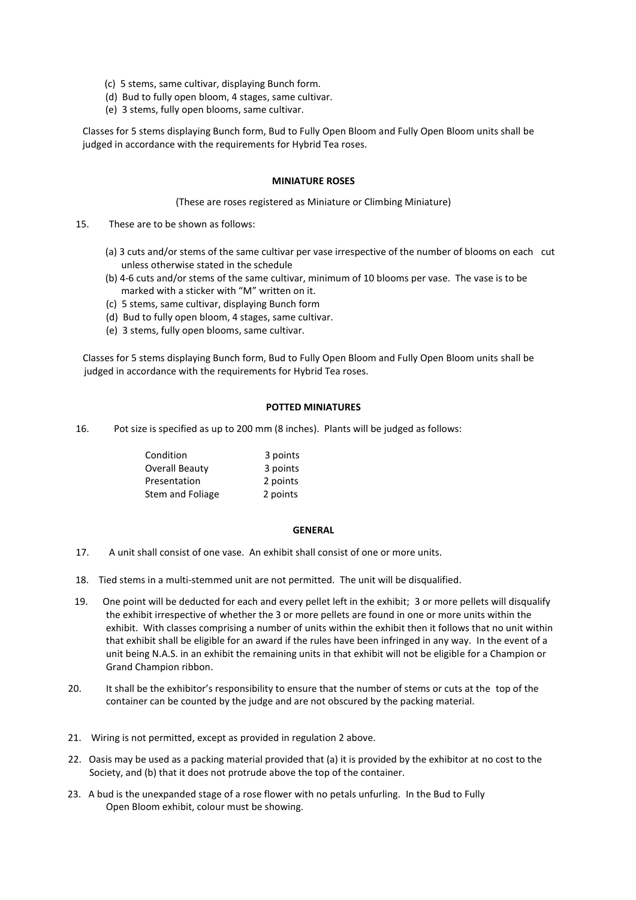(c) 5 stems, same cultivar, displaying Bunch form.
(d) Bud to fully open bloom, 4 stages, same cultivar.
(e) 3 stems, fully open blooms, same cultivar.

Classes for 5 stems displaying Bunch form, Bud to Fully Open Bloom and Fully Open Bloom units shall be judged in accordance with the requirements for Hybrid Tea roses.

**MINIATURE ROSES**

(These are roses registered as Miniature or Climbing Miniature)

15. These are to be shown as follows:

(a) 3 cuts and/or stems of the same cultivar per vase irrespective of the number of blooms on each cut unless otherwise stated in the schedule
(b) 4-6 cuts and/or stems of the same cultivar, minimum of 10 blooms per vase. The vase is to be marked with a sticker with "M" written on it.
(c) 5 stems, same cultivar, displaying Bunch form
(d) Bud to fully open bloom, 4 stages, same cultivar.
(e) 3 stems, fully open blooms, same cultivar.

Classes for 5 stems displaying Bunch form, Bud to Fully Open Bloom and Fully Open Bloom units shall be judged in accordance with the requirements for Hybrid Tea roses.

**POTTED MINIATURES**

16. Pot size is specified as up to 200 mm (8 inches). Plants will be judged as follows:

| | |
|---|---|
| Condition | 3 points |
| Overall Beauty | 3 points |
| Presentation | 2 points |
| Stem and Foliage | 2 points |

**GENERAL**

17. A unit shall consist of one vase. An exhibit shall consist of one or more units.

18. Tied stems in a multi-stemmed unit are not permitted. The unit will be disqualified.

19. One point will be deducted for each and every pellet left in the exhibit; 3 or more pellets will disqualify the exhibit irrespective of whether the 3 or more pellets are found in one or more units within the exhibit. With classes comprising a number of units within the exhibit then it follows that no unit within that exhibit shall be eligible for an award if the rules have been infringed in any way. In the event of a unit being N.A.S. in an exhibit the remaining units in that exhibit will not be eligible for a Champion or Grand Champion ribbon.

20. It shall be the exhibitor's responsibility to ensure that the number of stems or cuts at the top of the container can be counted by the judge and are not obscured by the packing material.

21. Wiring is not permitted, except as provided in regulation 2 above.

22. Oasis may be used as a packing material provided that (a) it is provided by the exhibitor at no cost to the Society, and (b) that it does not protrude above the top of the container.

23. A bud is the unexpanded stage of a rose flower with no petals unfurling. In the Bud to Fully Open Bloom exhibit, colour must be showing.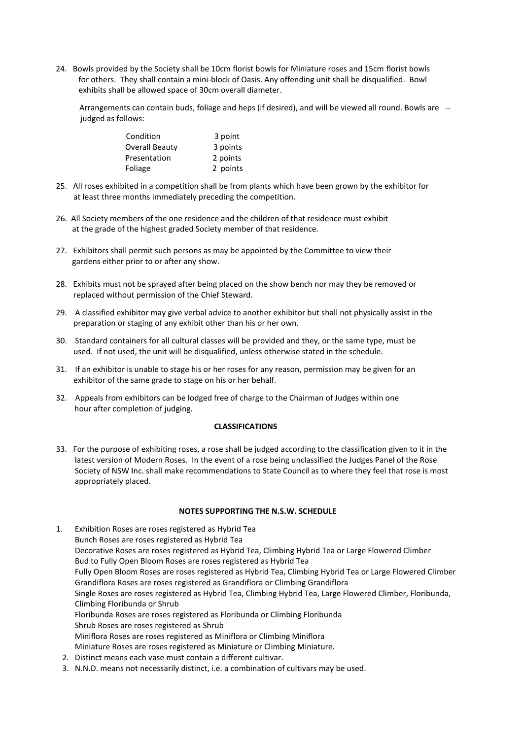24. Bowls provided by the Society shall be 10cm florist bowls for Miniature roses and 15cm florist bowls for others. They shall contain a mini-block of Oasis. Any offending unit shall be disqualified. Bowl exhibits shall be allowed space of 30cm overall diameter.

    Arrangements can contain buds, foliage and heps (if desired), and will be viewed all round. Bowls are -- judged as follows:

    | | |
    |---|---|
    | Condition | 3 point |
    | Overall Beauty | 3 points |
    | Presentation | 2 points |
    | Foliage | 2 points |

25. All roses exhibited in a competition shall be from plants which have been grown by the exhibitor for at least three months immediately preceding the competition.

26. All Society members of the one residence and the children of that residence must exhibit at the grade of the highest graded Society member of that residence.

27. Exhibitors shall permit such persons as may be appointed by the Committee to view their gardens either prior to or after any show.

28. Exhibits must not be sprayed after being placed on the show bench nor may they be removed or replaced without permission of the Chief Steward.

29. A classified exhibitor may give verbal advice to another exhibitor but shall not physically assist in the preparation or staging of any exhibit other than his or her own.

30. Standard containers for all cultural classes will be provided and they, or the same type, must be used. If not used, the unit will be disqualified, unless otherwise stated in the schedule.

31. If an exhibitor is unable to stage his or her roses for any reason, permission may be given for an exhibitor of the same grade to stage on his or her behalf.

32. Appeals from exhibitors can be lodged free of charge to the Chairman of Judges within one hour after completion of judging.

**CLASSIFICATIONS**

33. For the purpose of exhibiting roses, a rose shall be judged according to the classification given to it in the latest version of Modern Roses. In the event of a rose being unclassified the Judges Panel of the Rose Society of NSW Inc. shall make recommendations to State Council as to where they feel that rose is most appropriately placed.

**NOTES SUPPORTING THE N.S.W. SCHEDULE**

1. Exhibition Roses are roses registered as Hybrid Tea
   Bunch Roses are roses registered as Hybrid Tea
   Decorative Roses are roses registered as Hybrid Tea, Climbing Hybrid Tea or Large Flowered Climber
   Bud to Fully Open Bloom Roses are roses registered as Hybrid Tea
   Fully Open Bloom Roses are roses registered as Hybrid Tea, Climbing Hybrid Tea or Large Flowered Climber
   Grandiflora Roses are roses registered as Grandiflora or Climbing Grandiflora
   Single Roses are roses registered as Hybrid Tea, Climbing Hybrid Tea, Large Flowered Climber, Floribunda, Climbing Floribunda or Shrub
   Floribunda Roses are roses registered as Floribunda or Climbing Floribunda
   Shrub Roses are roses registered as Shrub
   Miniflora Roses are roses registered as Miniflora or Climbing Miniflora
   Miniature Roses are roses registered as Miniature or Climbing Miniature.
2. Distinct means each vase must contain a different cultivar.
3. N.N.D. means not necessarily distinct, i.e. a combination of cultivars may be used.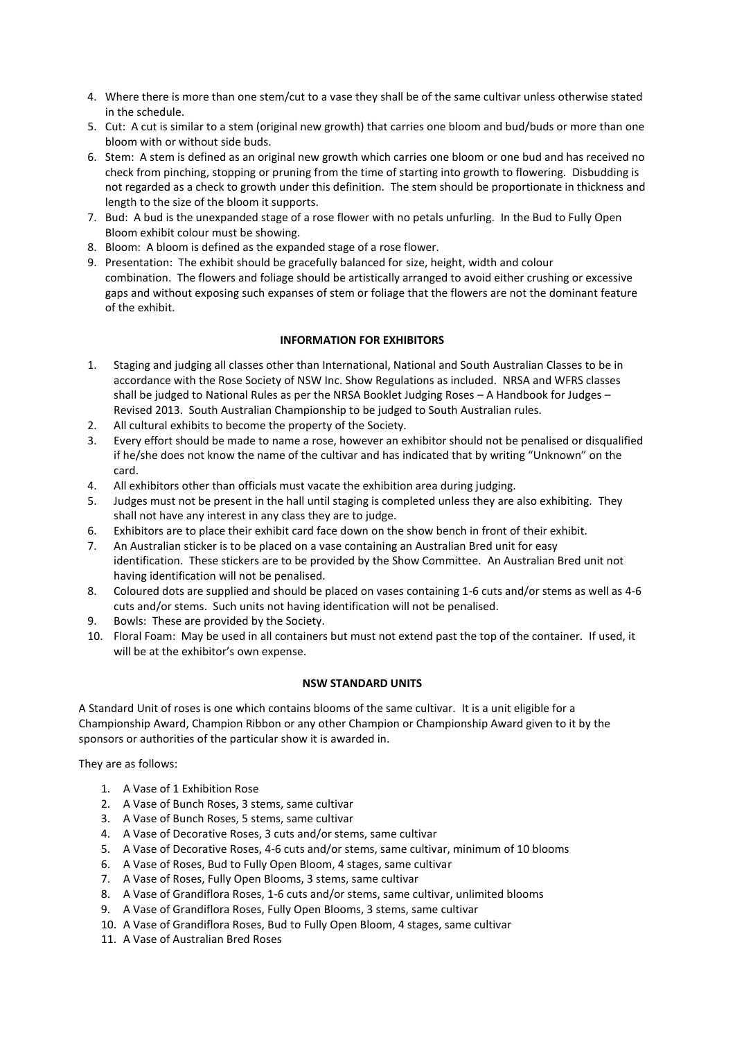4. Where there is more than one stem/cut to a vase they shall be of the same cultivar unless otherwise stated in the schedule.
5. Cut: A cut is similar to a stem (original new growth) that carries one bloom and bud/buds or more than one bloom with or without side buds.
6. Stem: A stem is defined as an original new growth which carries one bloom or one bud and has received no check from pinching, stopping or pruning from the time of starting into growth to flowering. Disbudding is not regarded as a check to growth under this definition. The stem should be proportionate in thickness and length to the size of the bloom it supports.
7. Bud: A bud is the unexpanded stage of a rose flower with no petals unfurling. In the Bud to Fully Open Bloom exhibit colour must be showing.
8. Bloom: A bloom is defined as the expanded stage of a rose flower.
9. Presentation: The exhibit should be gracefully balanced for size, height, width and colour combination. The flowers and foliage should be artistically arranged to avoid either crushing or excessive gaps and without exposing such expanses of stem or foliage that the flowers are not the dominant feature of the exhibit.

**INFORMATION FOR EXHIBITORS**

1. Staging and judging all classes other than International, National and South Australian Classes to be in accordance with the Rose Society of NSW Inc. Show Regulations as included. NRSA and WFRS classes shall be judged to National Rules as per the NRSA Booklet Judging Roses – A Handbook for Judges – Revised 2013. South Australian Championship to be judged to South Australian rules.
2. All cultural exhibits to become the property of the Society.
3. Every effort should be made to name a rose, however an exhibitor should not be penalised or disqualified if he/she does not know the name of the cultivar and has indicated that by writing "Unknown" on the card.
4. All exhibitors other than officials must vacate the exhibition area during judging.
5. Judges must not be present in the hall until staging is completed unless they are also exhibiting. They shall not have any interest in any class they are to judge.
6. Exhibitors are to place their exhibit card face down on the show bench in front of their exhibit.
7. An Australian sticker is to be placed on a vase containing an Australian Bred unit for easy identification. These stickers are to be provided by the Show Committee. An Australian Bred unit not having identification will not be penalised.
8. Coloured dots are supplied and should be placed on vases containing 1-6 cuts and/or stems as well as 4-6 cuts and/or stems. Such units not having identification will not be penalised.
9. Bowls: These are provided by the Society.
10. Floral Foam: May be used in all containers but must not extend past the top of the container. If used, it will be at the exhibitor's own expense.

**NSW STANDARD UNITS**

A Standard Unit of roses is one which contains blooms of the same cultivar. It is a unit eligible for a Championship Award, Champion Ribbon or any other Champion or Championship Award given to it by the sponsors or authorities of the particular show it is awarded in.

They are as follows:

1. A Vase of 1 Exhibition Rose
2. A Vase of Bunch Roses, 3 stems, same cultivar
3. A Vase of Bunch Roses, 5 stems, same cultivar
4. A Vase of Decorative Roses, 3 cuts and/or stems, same cultivar
5. A Vase of Decorative Roses, 4-6 cuts and/or stems, same cultivar, minimum of 10 blooms
6. A Vase of Roses, Bud to Fully Open Bloom, 4 stages, same cultivar
7. A Vase of Roses, Fully Open Blooms, 3 stems, same cultivar
8. A Vase of Grandiflora Roses, 1-6 cuts and/or stems, same cultivar, unlimited blooms
9. A Vase of Grandiflora Roses, Fully Open Blooms, 3 stems, same cultivar
10. A Vase of Grandiflora Roses, Bud to Fully Open Bloom, 4 stages, same cultivar
11. A Vase of Australian Bred Roses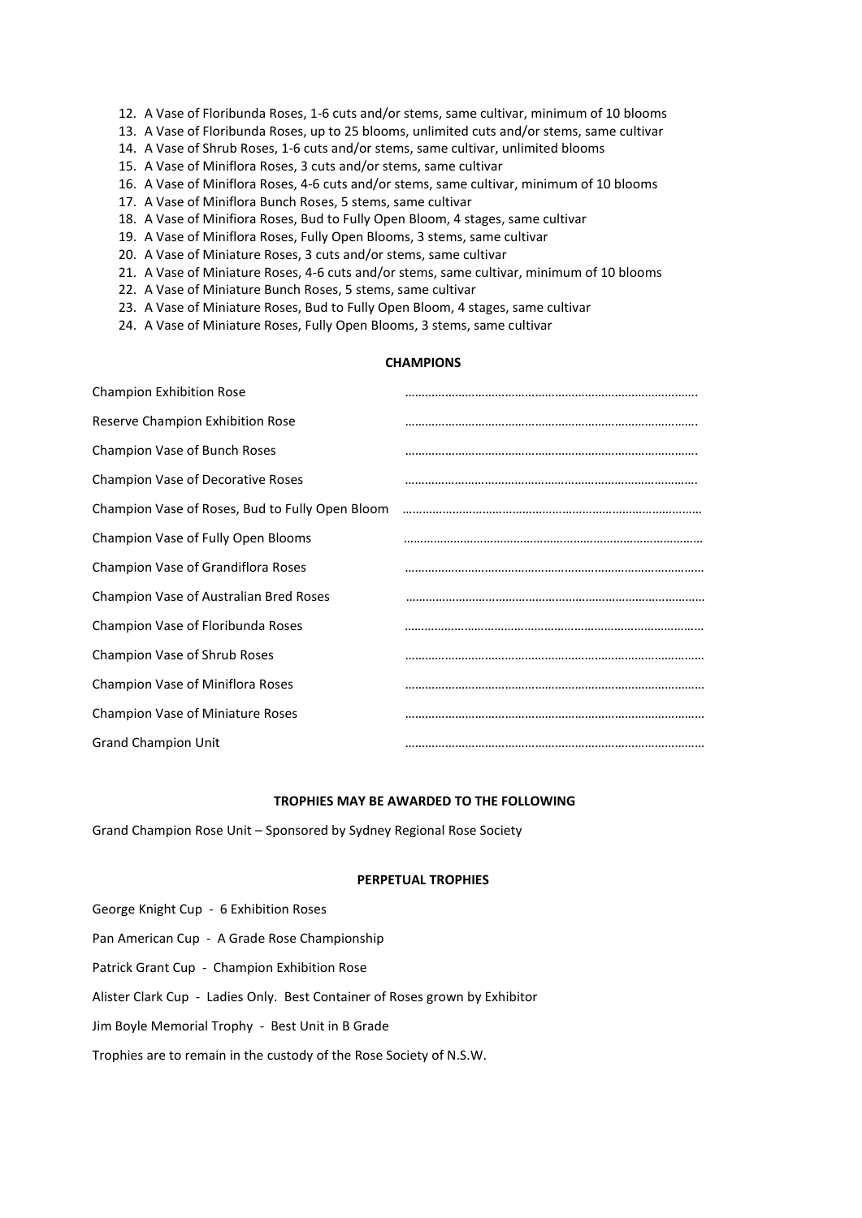12. A Vase of Floribunda Roses, 1-6 cuts and/or stems, same cultivar, minimum of 10 blooms
13. A Vase of Floribunda Roses, up to 25 blooms, unlimited cuts and/or stems, same cultivar
14. A Vase of Shrub Roses, 1-6 cuts and/or stems, same cultivar, unlimited blooms
15. A Vase of Miniflora Roses, 3 cuts and/or stems, same cultivar
16. A Vase of Miniflora Roses, 4-6 cuts and/or stems, same cultivar, minimum of 10 blooms
17. A Vase of Miniflora Bunch Roses, 5 stems, same cultivar
18. A Vase of Minifiora Roses, Bud to Fully Open Bloom, 4 stages, same cultivar
19. A Vase of Miniflora Roses, Fully Open Blooms, 3 stems, same cultivar
20. A Vase of Miniature Roses, 3 cuts and/or stems, same cultivar
21. A Vase of Miniature Roses, 4-6 cuts and/or stems, same cultivar, minimum of 10 blooms
22. A Vase of Miniature Bunch Roses, 5 stems, same cultivar
23. A Vase of Miniature Roses, Bud to Fully Open Bloom, 4 stages, same cultivar
24. A Vase of Miniature Roses, Fully Open Blooms, 3 stems, same cultivar

**CHAMPIONS**

Champion Exhibition Rose ………………………………………………………………………….

Reserve Champion Exhibition Rose ………………………………………………………………………….

Champion Vase of Bunch Roses ………………………………………………………………………….

Champion Vase of Decorative Roses ………………………………………………………………………….

Champion Vase of Roses, Bud to Fully Open Bloom ……………………………………………………………………………

Champion Vase of Fully Open Blooms ……………………………………………………………………………

Champion Vase of Grandiflora Roses ……………………………………………………………………………

Champion Vase of Australian Bred Roses ……………………………………………………………………………

Champion Vase of Floribunda Roses ……………………………………………………………………………

Champion Vase of Shrub Roses ……………………………………………………………………………

Champion Vase of Miniflora Roses ……………………………………………………………………………

Champion Vase of Miniature Roses ……………………………………………………………………………

Grand Champion Unit ……………………………………………………………………………

**TROPHIES MAY BE AWARDED TO THE FOLLOWING**

Grand Champion Rose Unit – Sponsored by Sydney Regional Rose Society

**PERPETUAL TROPHIES**

George Knight Cup - 6 Exhibition Roses

Pan American Cup - A Grade Rose Championship

Patrick Grant Cup - Champion Exhibition Rose

Alister Clark Cup - Ladies Only. Best Container of Roses grown by Exhibitor

Jim Boyle Memorial Trophy - Best Unit in B Grade

Trophies are to remain in the custody of the Rose Society of N.S.W.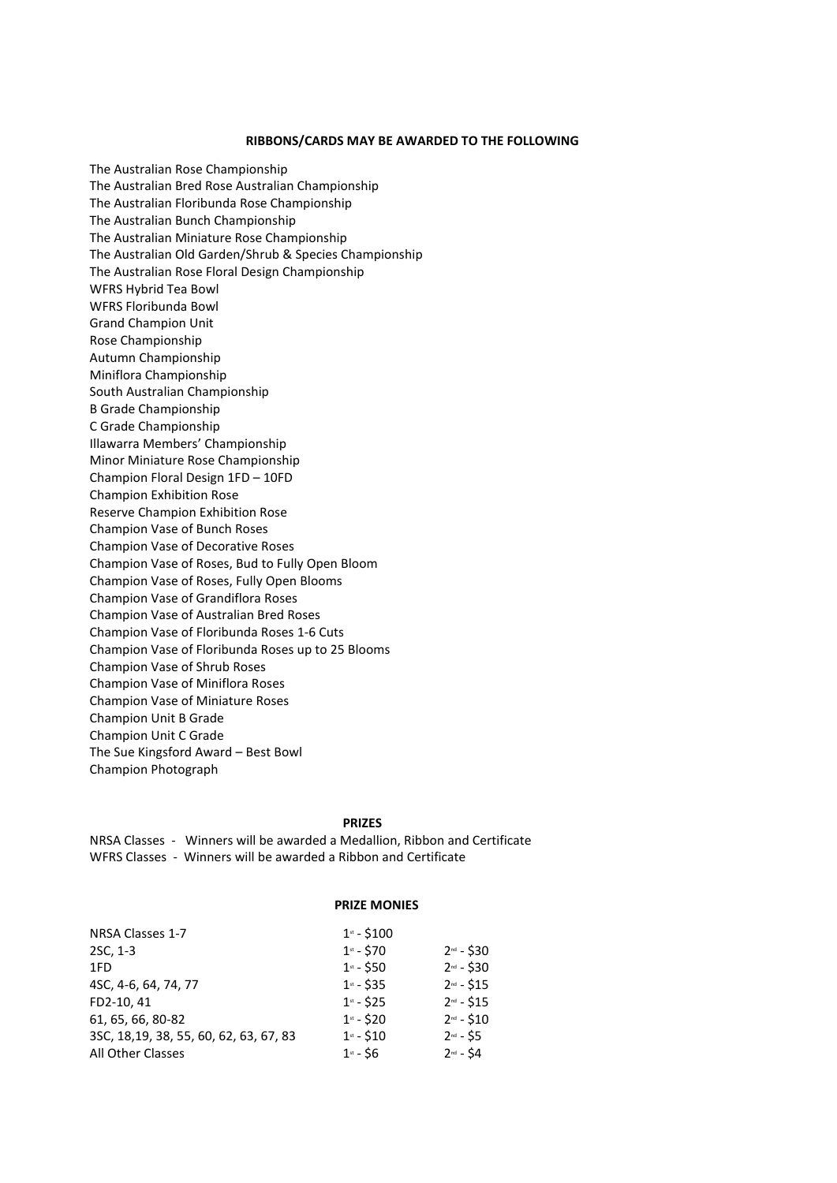## RIBBONS/CARDS MAY BE AWARDED TO THE FOLLOWING

The Australian Rose Championship
The Australian Bred Rose Australian Championship
The Australian Floribunda Rose Championship
The Australian Bunch Championship
The Australian Miniature Rose Championship
The Australian Old Garden/Shrub & Species Championship
The Australian Rose Floral Design Championship
WFRS Hybrid Tea Bowl
WFRS Floribunda Bowl
Grand Champion Unit
Rose Championship
Autumn Championship
Miniflora Championship
South Australian Championship
B Grade Championship
C Grade Championship
Illawarra Members' Championship
Minor Miniature Rose Championship
Champion Floral Design 1FD – 10FD
Champion Exhibition Rose
Reserve Champion Exhibition Rose
Champion Vase of Bunch Roses
Champion Vase of Decorative Roses
Champion Vase of Roses, Bud to Fully Open Bloom
Champion Vase of Roses, Fully Open Blooms
Champion Vase of Grandiflora Roses
Champion Vase of Australian Bred Roses
Champion Vase of Floribunda Roses 1-6 Cuts
Champion Vase of Floribunda Roses up to 25 Blooms
Champion Vase of Shrub Roses
Champion Vase of Miniflora Roses
Champion Vase of Miniature Roses
Champion Unit B Grade
Champion Unit C Grade
The Sue Kingsford Award – Best Bowl
Champion Photograph

## PRIZES

NRSA Classes - Winners will be awarded a Medallion, Ribbon and Certificate
WFRS Classes - Winners will be awarded a Ribbon and Certificate

## PRIZE MONIES

| | | |
|---|---|---|
| NRSA Classes 1-7 | 1st - $100 | |
| 2SC, 1-3 | 1st - $70 | 2nd - $30 |
| 1FD | 1st - $50 | 2nd - $30 |
| 4SC, 4-6, 64, 74, 77 | 1st - $35 | 2nd - $15 |
| FD2-10, 41 | 1st - $25 | 2nd - $15 |
| 61, 65, 66, 80-82 | 1st - $20 | 2nd - $10 |
| 3SC, 18,19, 38, 55, 60, 62, 63, 67, 83 | 1st - $10 | 2nd - $5 |
| All Other Classes | 1st - $6 | 2nd - $4 |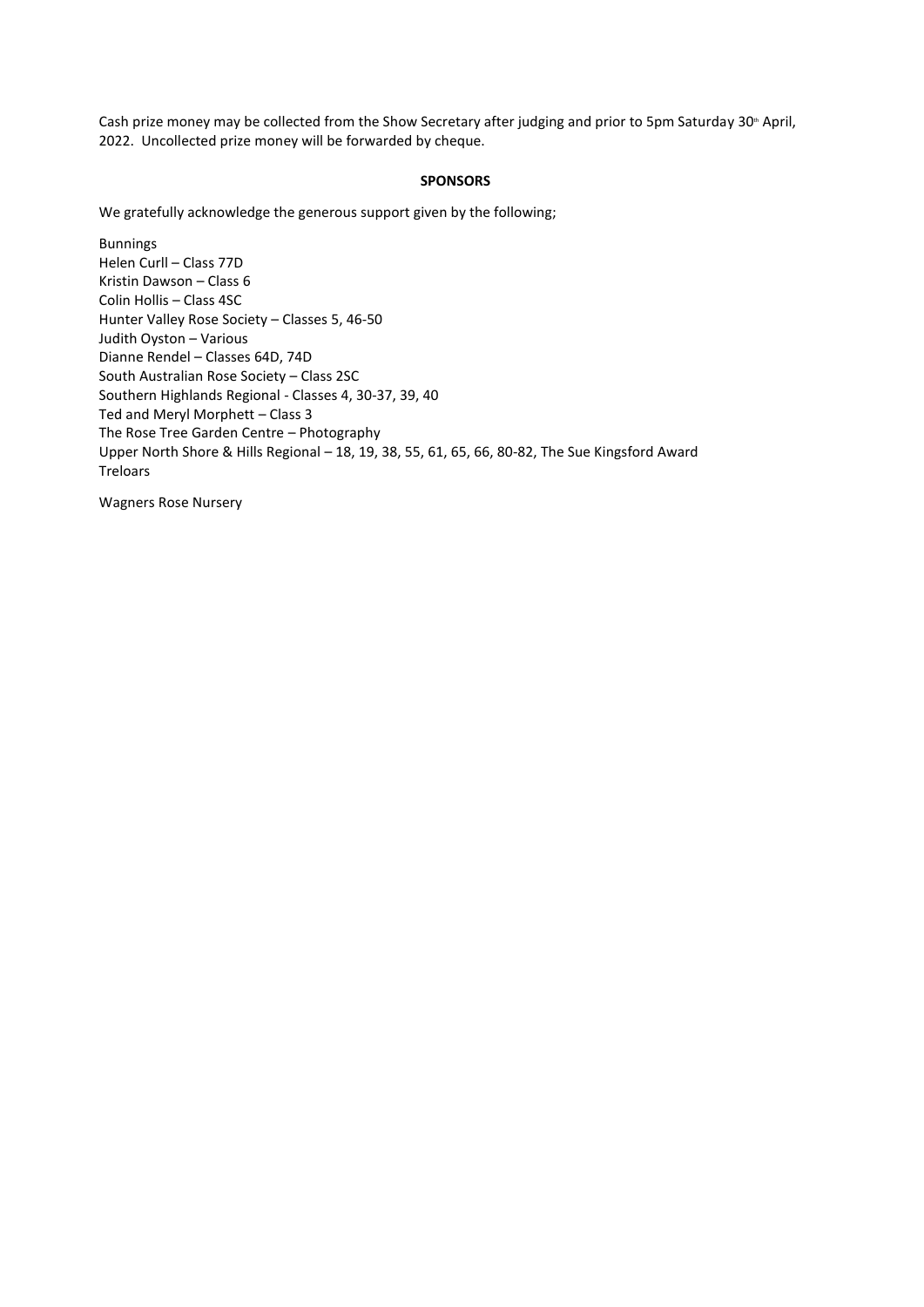Cash prize money may be collected from the Show Secretary after judging and prior to 5pm Saturday 30th April, 2022. Uncollected prize money will be forwarded by cheque.

**SPONSORS**

We gratefully acknowledge the generous support given by the following;

Bunnings
Helen Curll – Class 77D
Kristin Dawson – Class 6
Colin Hollis – Class 4SC
Hunter Valley Rose Society – Classes 5, 46-50
Judith Oyston – Various
Dianne Rendel – Classes 64D, 74D
South Australian Rose Society – Class 2SC
Southern Highlands Regional - Classes 4, 30-37, 39, 40
Ted and Meryl Morphett – Class 3
The Rose Tree Garden Centre – Photography
Upper North Shore & Hills Regional – 18, 19, 38, 55, 61, 65, 66, 80-82, The Sue Kingsford Award
Treloars

Wagners Rose Nursery